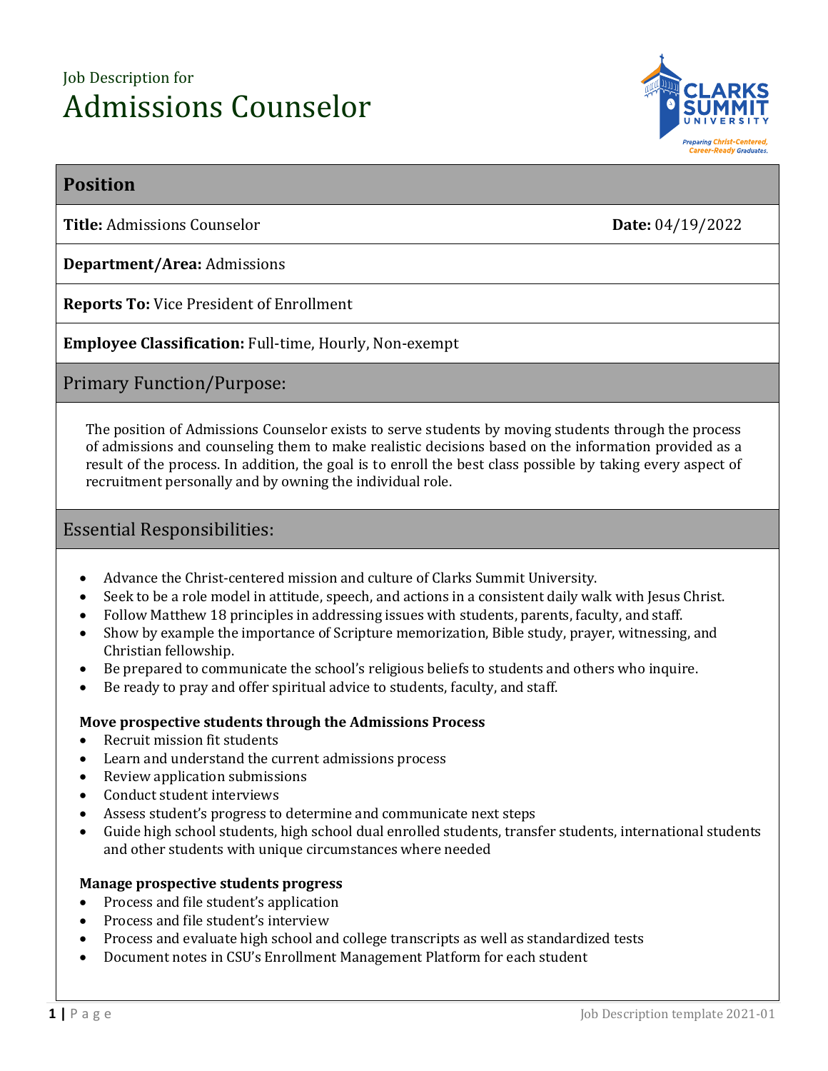Job Description for

# Admissions Counselor

## Position

**Title:** Admissions Counselor **Date:** 04/19/2022

**Department/Area:** Admissions

**Reports To:** Vice President of Enrollment

**Employee Classification:** Full-time, Hourly, Non-exempt

## Primary Function/Purpose:

The position of Admissions Counselor exists to serve students by moving students through the process of admissions and counseling them to make realistic decisions based on the information provided as a result of the process. In addition, the goal is to enroll the best class possible by taking every aspect of recruitment personally and by owning the individual role.

## Essential Responsibilities:

- Advance the Christ-centered mission and culture of Clarks Summit University.
- Seek to be a role model in attitude, speech, and actions in a consistent daily walk with Jesus Christ.
- Follow Matthew 18 principles in addressing issues with students, parents, faculty, and staff.
- Show by example the importance of Scripture memorization, Bible study, prayer, witnessing, and Christian fellowship.
- Be prepared to communicate the school's religious beliefs to students and others who inquire.
- Be ready to pray and offer spiritual advice to students, faculty, and staff.

**Move prospective students through the Admissions Process**

- Recruit mission fit students
- Learn and understand the current admissions process
- Review application submissions
- Conduct student interviews
- Assess student's progress to determine and communicate next steps
- Guide high school students, high school dual enrolled students, transfer students, international students and other students with unique circumstances where needed

**Manage prospective students progress**

- Process and file student's application
- Process and file student's interview
- Process and evaluate high school and college transcripts as well as standardized tests
- Document notes in CSU's Enrollment Management Platform for each student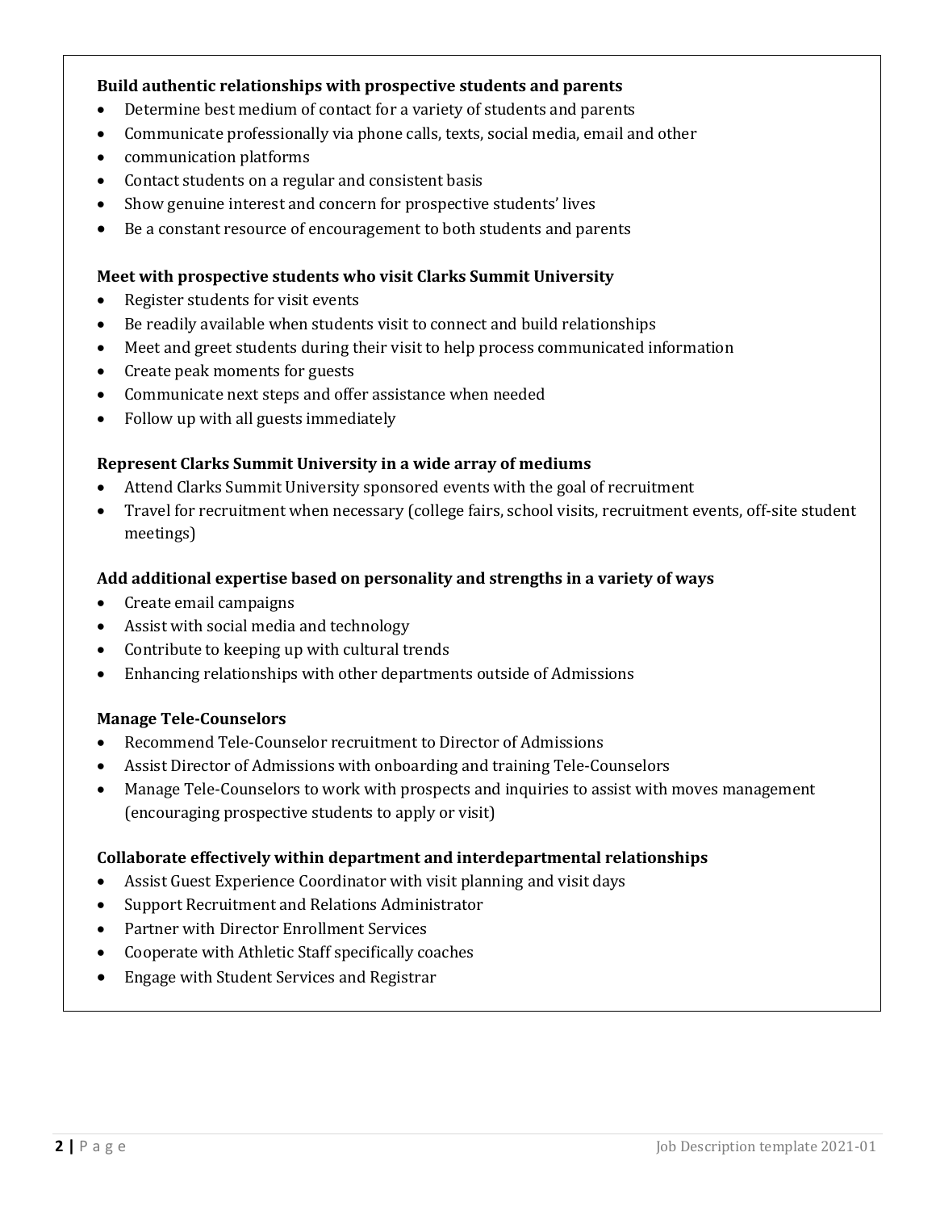**Build authentic relationships with prospective students and parents**

- Determine best medium of contact for a variety of students and parents
- Communicate professionally via phone calls, texts, social media, email and other
- communication platforms
- Contact students on a regular and consistent basis
- Show genuine interest and concern for prospective students' lives
- Be a constant resource of encouragement to both students and parents

**Meet with prospective students who visit Clarks Summit University**

- Register students for visit events
- Be readily available when students visit to connect and build relationships
- Meet and greet students during their visit to help process communicated information
- Create peak moments for guests
- Communicate next steps and offer assistance when needed
- Follow up with all guests immediately

**Represent Clarks Summit University in a wide array of mediums**

- Attend Clarks Summit University sponsored events with the goal of recruitment
- Travel for recruitment when necessary (college fairs, school visits, recruitment events, off-site student meetings)

**Add additional expertise based on personality and strengths in a variety of ways**

- Create email campaigns
- Assist with social media and technology
- Contribute to keeping up with cultural trends
- Enhancing relationships with other departments outside of Admissions

**Manage Tele-Counselors**

- Recommend Tele-Counselor recruitment to Director of Admissions
- Assist Director of Admissions with onboarding and training Tele-Counselors
- Manage Tele-Counselors to work with prospects and inquiries to assist with moves management (encouraging prospective students to apply or visit)

**Collaborate effectively within department and interdepartmental relationships**

- Assist Guest Experience Coordinator with visit planning and visit days
- Support Recruitment and Relations Administrator
- Partner with Director Enrollment Services
- Cooperate with Athletic Staff specifically coaches
- Engage with Student Services and Registrar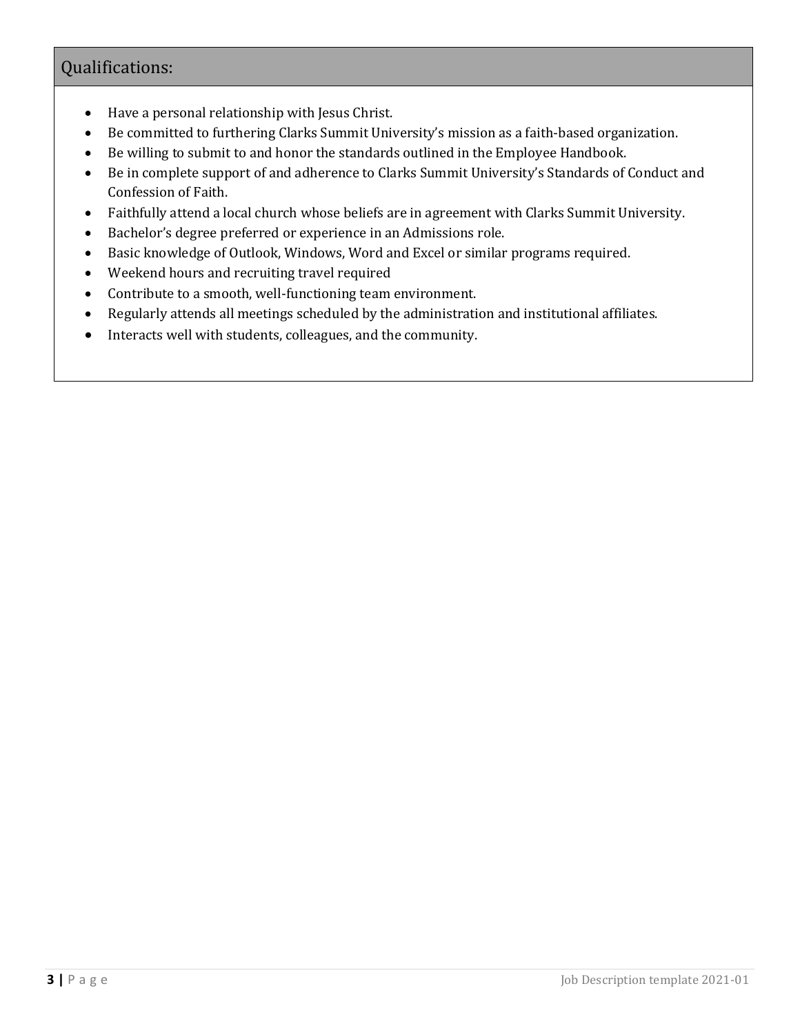## Qualifications:

- Have a personal relationship with Jesus Christ.
- Be committed to furthering Clarks Summit University's mission as a faith-based organization.
- Be willing to submit to and honor the standards outlined in the Employee Handbook.
- Be in complete support of and adherence to Clarks Summit University's Standards of Conduct and Confession of Faith.
- Faithfully attend a local church whose beliefs are in agreement with Clarks Summit University.
- Bachelor's degree preferred or experience in an Admissions role.
- Basic knowledge of Outlook, Windows, Word and Excel or similar programs required.
- Weekend hours and recruiting travel required
- Contribute to a smooth, well-functioning team environment.
- Regularly attends all meetings scheduled by the administration and institutional affiliates.
- Interacts well with students, colleagues, and the community.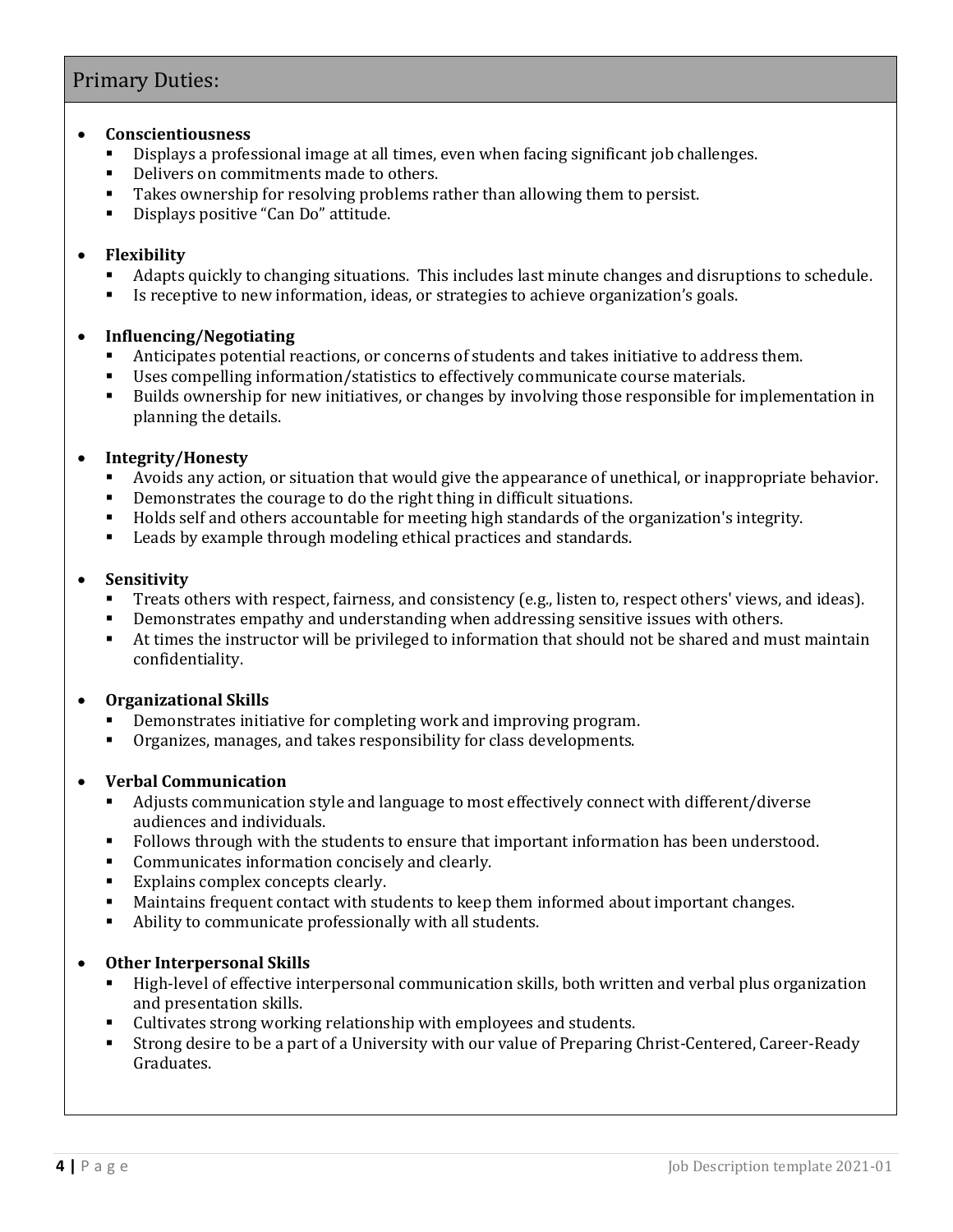## Primary Duties:

- **Conscientiousness**
  - Displays a professional image at all times, even when facing significant job challenges.
  - Delivers on commitments made to others.
  - Takes ownership for resolving problems rather than allowing them to persist.
  - Displays positive "Can Do" attitude.

- **Flexibility**
  - Adapts quickly to changing situations. This includes last minute changes and disruptions to schedule.
  - Is receptive to new information, ideas, or strategies to achieve organization's goals.

- **Influencing/Negotiating**
  - Anticipates potential reactions, or concerns of students and takes initiative to address them.
  - Uses compelling information/statistics to effectively communicate course materials.
  - Builds ownership for new initiatives, or changes by involving those responsible for implementation in planning the details.

- **Integrity/Honesty**
  - Avoids any action, or situation that would give the appearance of unethical, or inappropriate behavior.
  - Demonstrates the courage to do the right thing in difficult situations.
  - Holds self and others accountable for meeting high standards of the organization's integrity.
  - Leads by example through modeling ethical practices and standards.

- **Sensitivity**
  - Treats others with respect, fairness, and consistency (e.g., listen to, respect others' views, and ideas).
  - Demonstrates empathy and understanding when addressing sensitive issues with others.
  - At times the instructor will be privileged to information that should not be shared and must maintain confidentiality.

- **Organizational Skills**
  - Demonstrates initiative for completing work and improving program.
  - Organizes, manages, and takes responsibility for class developments.

- **Verbal Communication**
  - Adjusts communication style and language to most effectively connect with different/diverse audiences and individuals.
  - Follows through with the students to ensure that important information has been understood.
  - Communicates information concisely and clearly.
  - Explains complex concepts clearly.
  - Maintains frequent contact with students to keep them informed about important changes.
  - Ability to communicate professionally with all students.

- **Other Interpersonal Skills**
  - High-level of effective interpersonal communication skills, both written and verbal plus organization and presentation skills.
  - Cultivates strong working relationship with employees and students.
  - Strong desire to be a part of a University with our value of Preparing Christ-Centered, Career-Ready Graduates.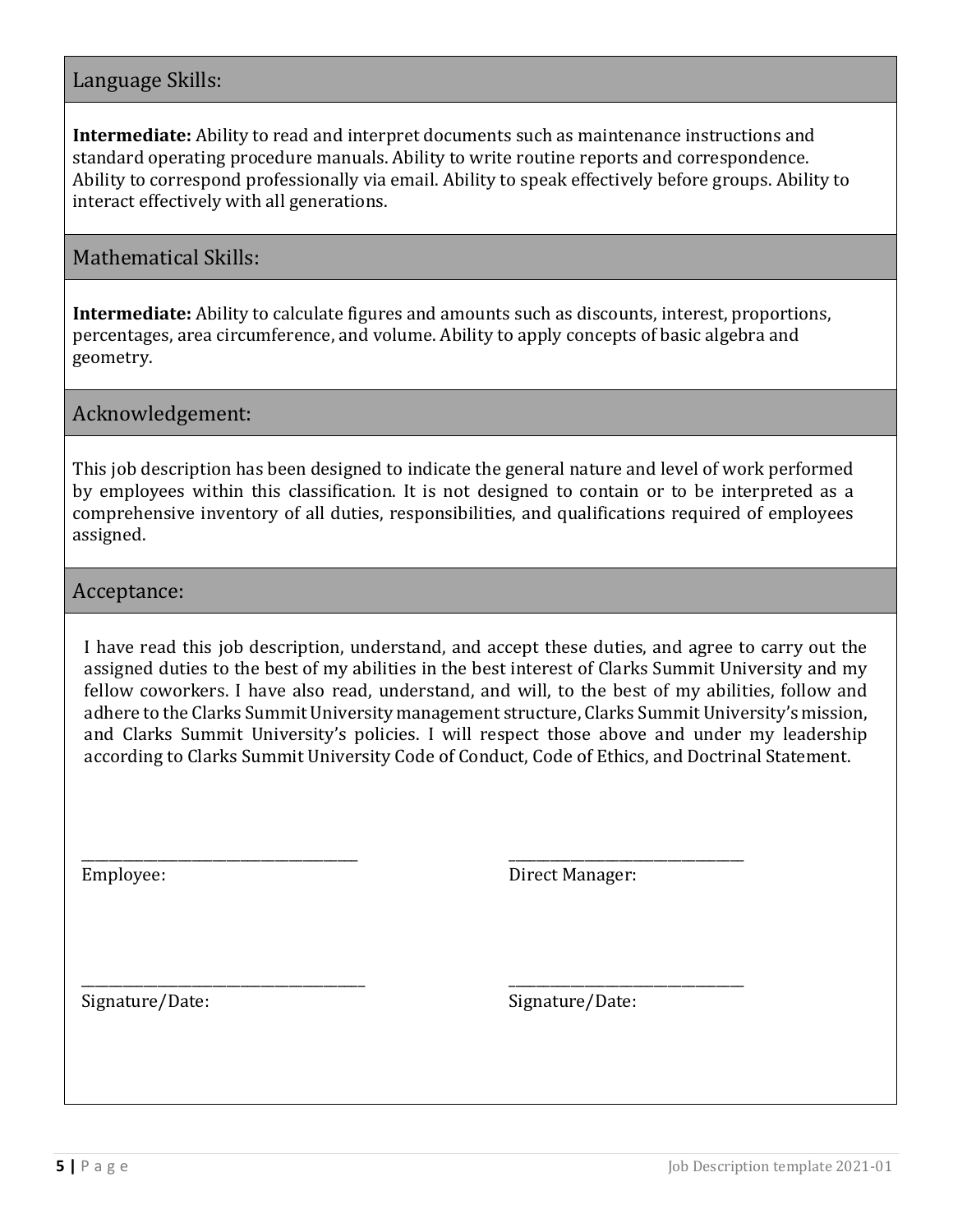## Language Skills:

**Intermediate:** Ability to read and interpret documents such as maintenance instructions and standard operating procedure manuals. Ability to write routine reports and correspondence. Ability to correspond professionally via email. Ability to speak effectively before groups. Ability to interact effectively with all generations.

## Mathematical Skills:

**Intermediate:** Ability to calculate figures and amounts such as discounts, interest, proportions, percentages, area circumference, and volume. Ability to apply concepts of basic algebra and geometry.

## Acknowledgement:

This job description has been designed to indicate the general nature and level of work performed by employees within this classification. It is not designed to contain or to be interpreted as a comprehensive inventory of all duties, responsibilities, and qualifications required of employees assigned.

## Acceptance:

I have read this job description, understand, and accept these duties, and agree to carry out the assigned duties to the best of my abilities in the best interest of Clarks Summit University and my fellow coworkers. I have also read, understand, and will, to the best of my abilities, follow and adhere to the Clarks Summit University management structure, Clarks Summit University's mission, and Clarks Summit University's policies. I will respect those above and under my leadership according to Clarks Summit University Code of Conduct, Code of Ethics, and Doctrinal Statement.

_______________________________________
Employee:

_______________________________________
Direct Manager:

_______________________________________
Signature/Date:

_______________________________________
Signature/Date: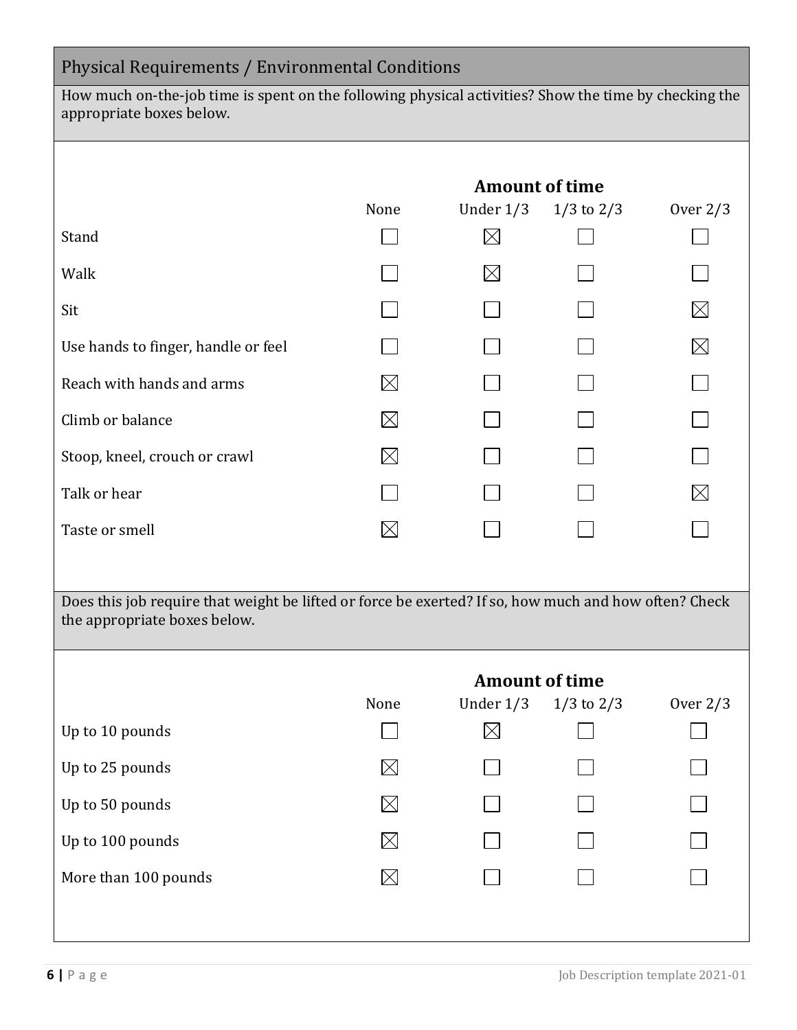## Physical Requirements / Environmental Conditions

How much on-the-job time is spent on the following physical activities? Show the time by checking the appropriate boxes below.

| | Amount of time | | | |
|---|---|---|---|---|
| | None | Under 1/3 | 1/3 to 2/3 | Over 2/3 |
| Stand | ☐ | ☒ | ☐ | ☐ |
| Walk | ☐ | ☒ | ☐ | ☐ |
| Sit | ☐ | ☐ | ☐ | ☒ |
| Use hands to finger, handle or feel | ☐ | ☐ | ☐ | ☒ |
| Reach with hands and arms | ☒ | ☐ | ☐ | ☐ |
| Climb or balance | ☒ | ☐ | ☐ | ☐ |
| Stoop, kneel, crouch or crawl | ☒ | ☐ | ☐ | ☐ |
| Talk or hear | ☐ | ☐ | ☐ | ☒ |
| Taste or smell | ☒ | ☐ | ☐ | ☐ |

Does this job require that weight be lifted or force be exerted? If so, how much and how often? Check the appropriate boxes below.

| | Amount of time | | | |
|---|---|---|---|---|
| | None | Under 1/3 | 1/3 to 2/3 | Over 2/3 |
| Up to 10 pounds | ☐ | ☒ | ☐ | ☐ |
| Up to 25 pounds | ☒ | ☐ | ☐ | ☐ |
| Up to 50 pounds | ☒ | ☐ | ☐ | ☐ |
| Up to 100 pounds | ☒ | ☐ | ☐ | ☐ |
| More than 100 pounds | ☒ | ☐ | ☐ | ☐ |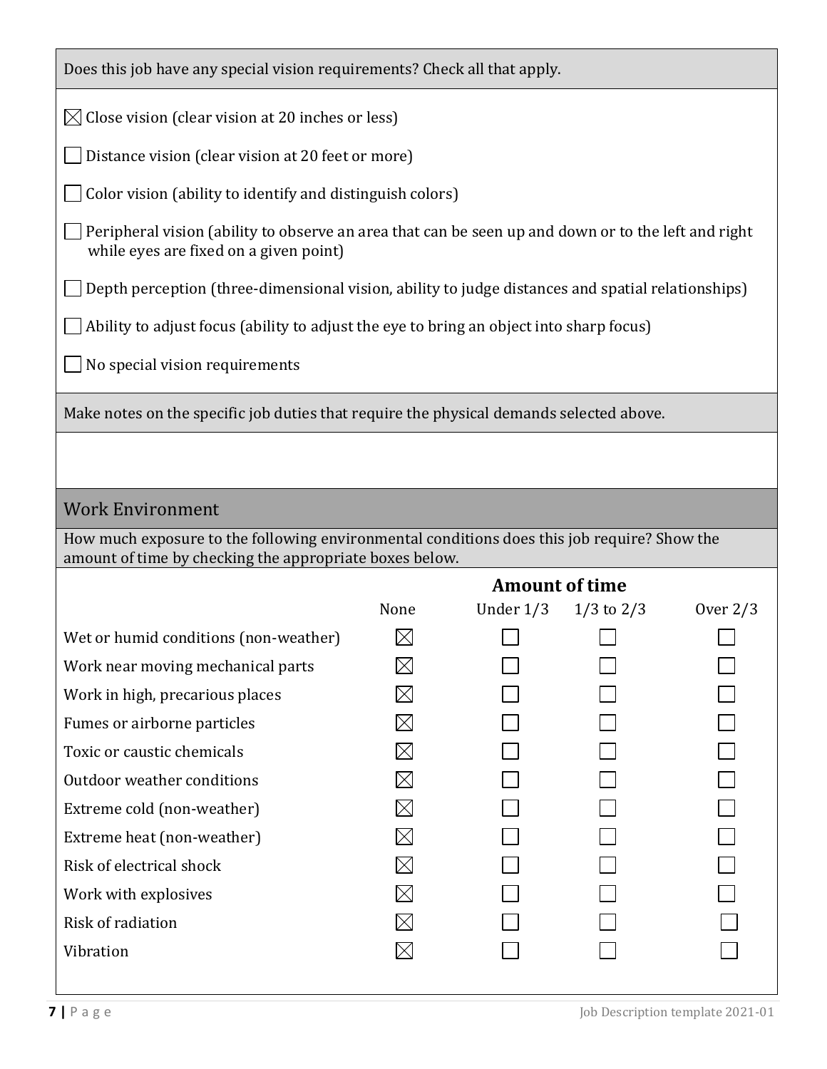Does this job have any special vision requirements? Check all that apply.

☒ Close vision (clear vision at 20 inches or less)

☐ Distance vision (clear vision at 20 feet or more)

☐ Color vision (ability to identify and distinguish colors)

☐ Peripheral vision (ability to observe an area that can be seen up and down or to the left and right while eyes are fixed on a given point)

☐ Depth perception (three-dimensional vision, ability to judge distances and spatial relationships)

☐ Ability to adjust focus (ability to adjust the eye to bring an object into sharp focus)

☐ No special vision requirements

Make notes on the specific job duties that require the physical demands selected above.

## Work Environment

How much exposure to the following environmental conditions does this job require? Show the amount of time by checking the appropriate boxes below.

| | Amount of time | | | |
|---|---|---|---|---|
| | None | Under 1/3 | 1/3 to 2/3 | Over 2/3 |
| Wet or humid conditions (non-weather) | ☒ | ☐ | ☐ | ☐ |
| Work near moving mechanical parts | ☒ | ☐ | ☐ | ☐ |
| Work in high, precarious places | ☒ | ☐ | ☐ | ☐ |
| Fumes or airborne particles | ☒ | ☐ | ☐ | ☐ |
| Toxic or caustic chemicals | ☒ | ☐ | ☐ | ☐ |
| Outdoor weather conditions | ☒ | ☐ | ☐ | ☐ |
| Extreme cold (non-weather) | ☒ | ☐ | ☐ | ☐ |
| Extreme heat (non-weather) | ☒ | ☐ | ☐ | ☐ |
| Risk of electrical shock | ☒ | ☐ | ☐ | ☐ |
| Work with explosives | ☒ | ☐ | ☐ | ☐ |
| Risk of radiation | ☒ | ☐ | ☐ | ☐ |
| Vibration | ☒ | ☐ | ☐ | ☐ |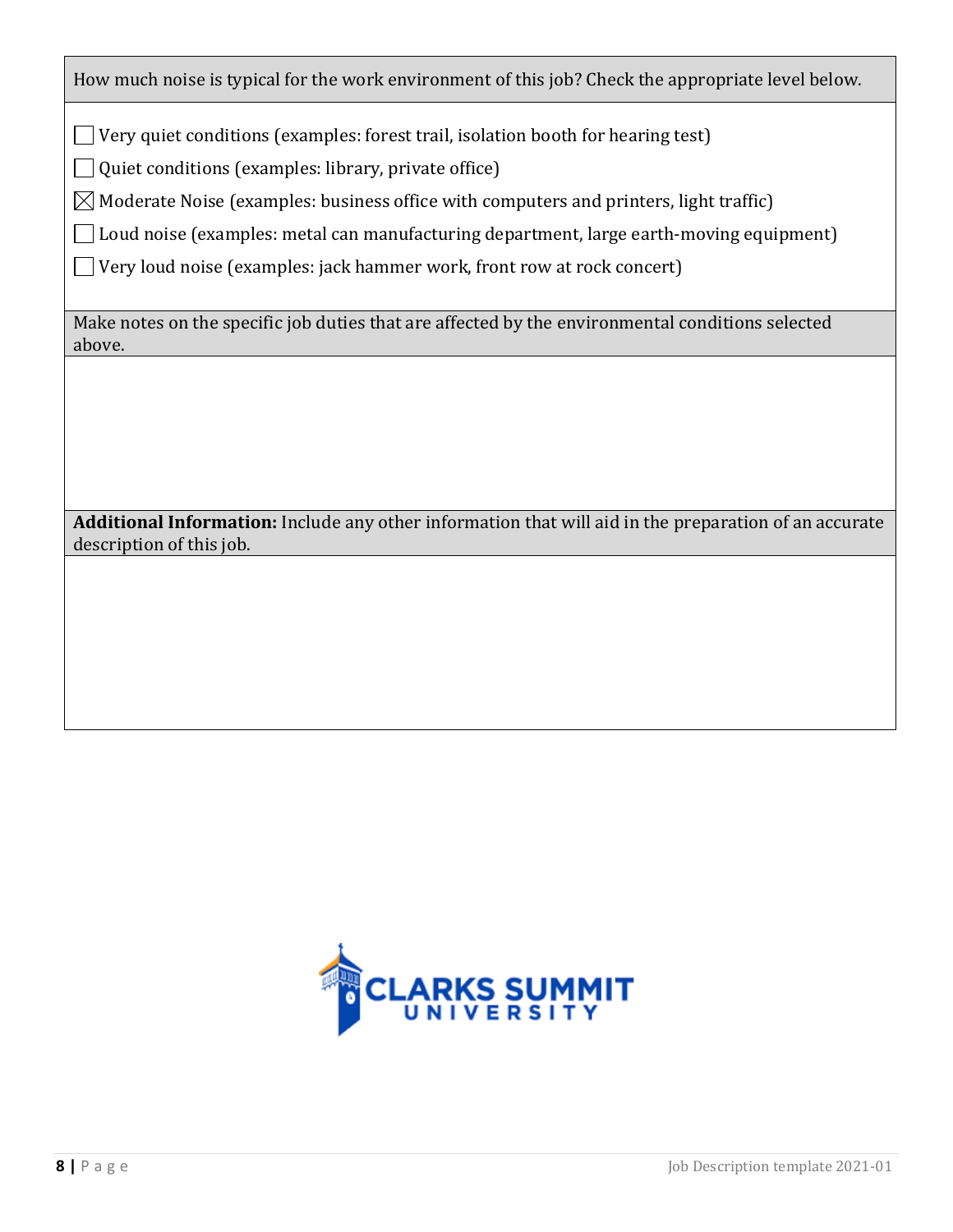How much noise is typical for the work environment of this job? Check the appropriate level below.

☐ Very quiet conditions (examples: forest trail, isolation booth for hearing test)

☐ Quiet conditions (examples: library, private office)

☒ Moderate Noise (examples: business office with computers and printers, light traffic)

☐ Loud noise (examples: metal can manufacturing department, large earth-moving equipment)

☐ Very loud noise (examples: jack hammer work, front row at rock concert)

Make notes on the specific job duties that are affected by the environmental conditions selected above.

**Additional Information:** Include any other information that will aid in the preparation of an accurate description of this job.

CLARKS SUMMIT UNIVERSITY